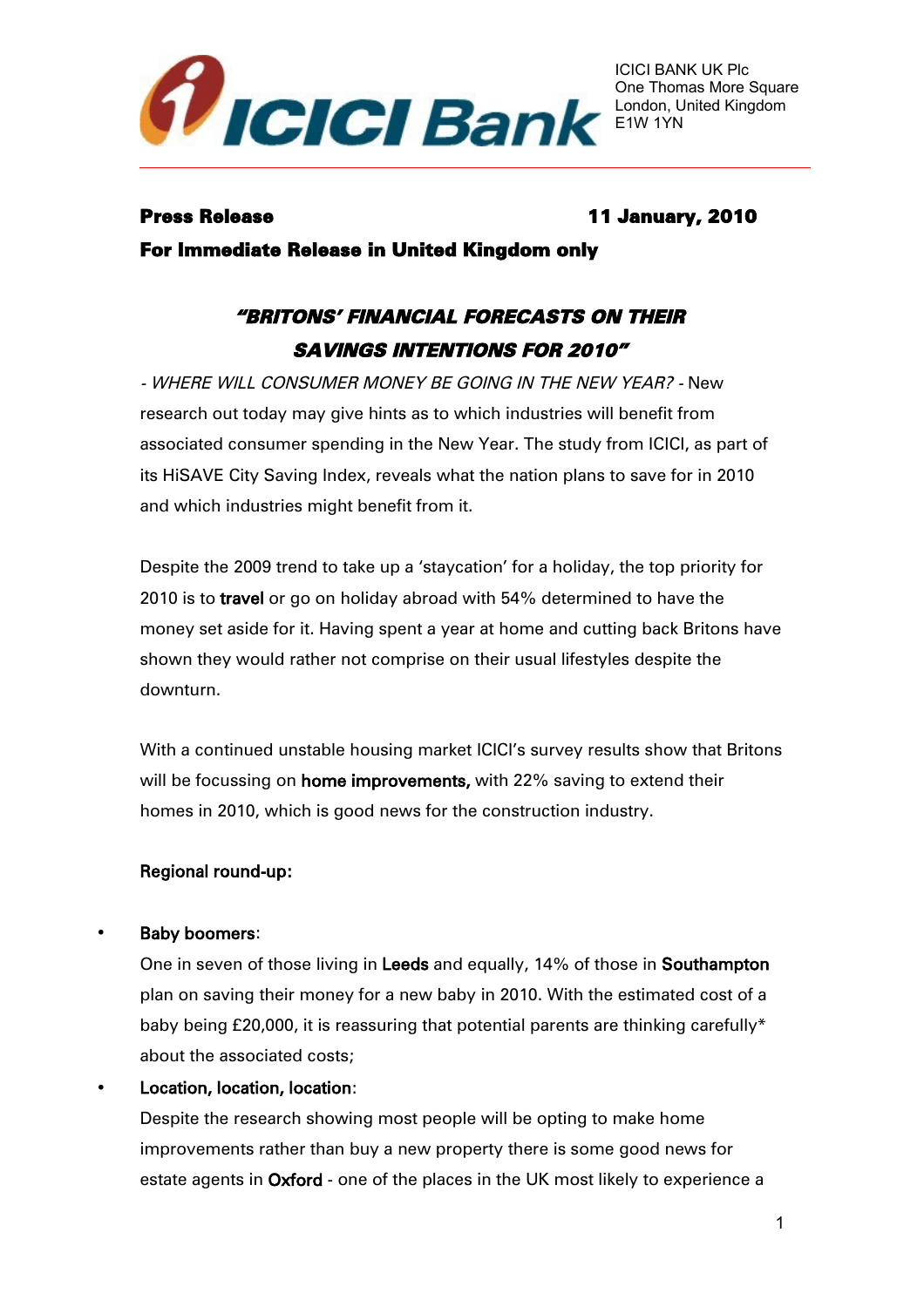ICICI BANK UK Plc
One Thomas More Square
London, United Kingdom
E1W 1YN

**Press Release** **11 January, 2010**

**For Immediate Release in United Kingdom only**

## *"BRITONS' FINANCIAL FORECASTS ON THEIR SAVINGS INTENTIONS FOR 2010"*

*- WHERE WILL CONSUMER MONEY BE GOING IN THE NEW YEAR?* - New research out today may give hints as to which industries will benefit from associated consumer spending in the New Year. The study from ICICI, as part of its HiSAVE City Saving Index, reveals what the nation plans to save for in 2010 and which industries might benefit from it.

Despite the 2009 trend to take up a 'staycation' for a holiday, the top priority for 2010 is to travel or go on holiday abroad with 54% determined to have the money set aside for it. Having spent a year at home and cutting back Britons have shown they would rather not comprise on their usual lifestyles despite the downturn.

With a continued unstable housing market ICICI's survey results show that Britons will be focussing on home improvements, with 22% saving to extend their homes in 2010, which is good news for the construction industry.

Regional round-up:

- Baby boomers:
  One in seven of those living in Leeds and equally, 14% of those in Southampton plan on saving their money for a new baby in 2010. With the estimated cost of a baby being £20,000, it is reassuring that potential parents are thinking carefully* about the associated costs;
- Location, location, location:
  Despite the research showing most people will be opting to make home improvements rather than buy a new property there is some good news for estate agents in Oxford - one of the places in the UK most likely to experience a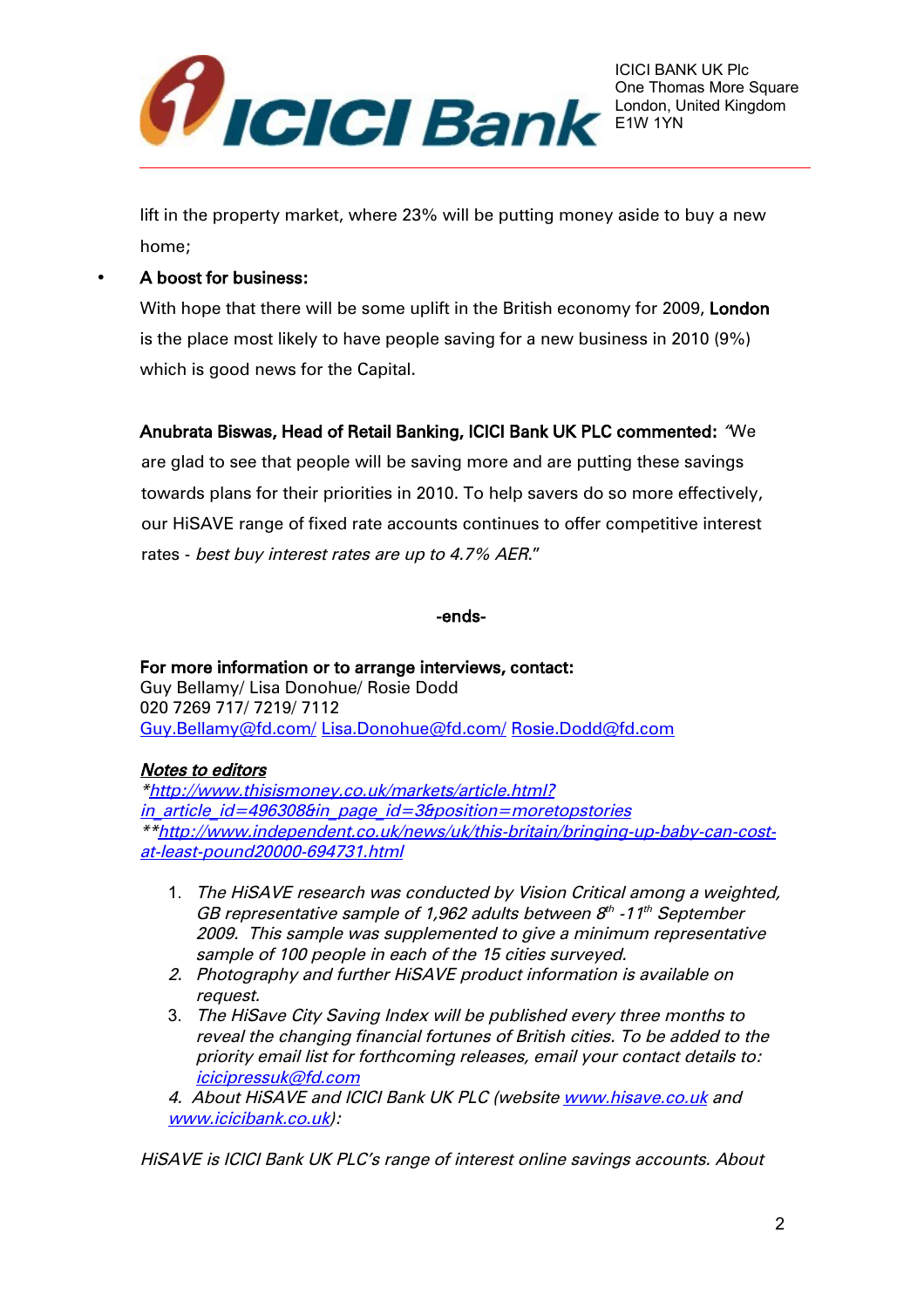lift in the property market, where 23% will be putting money aside to buy a new home;

- **A boost for business:**
  With hope that there will be some uplift in the British economy for 2009, **London** is the place most likely to have people saving for a new business in 2010 (9%) which is good news for the Capital.

**Anubrata Biswas, Head of Retail Banking, ICICI Bank UK PLC commented:** "We are glad to see that people will be saving more and are putting these savings towards plans for their priorities in 2010. To help savers do so more effectively, our HiSAVE range of fixed rate accounts continues to offer competitive interest rates - *best buy interest rates are up to 4.7% AER*."

-ends-

**For more information or to arrange interviews, contact:**
Guy Bellamy/ Lisa Donohue/ Rosie Dodd
020 7269 717/ 7219/ 7112
Guy.Bellamy@fd.com/ Lisa.Donohue@fd.com/ Rosie.Dodd@fd.com

***Notes to editors***

**http://www.thisismoney.co.uk/markets/article.html?in_article_id=496308&in_page_id=3&position=moretopstories*

***http://www.independent.co.uk/news/uk/this-britain/bringing-up-baby-can-cost-at-least-pound20000-694731.html*

1. *The HiSAVE research was conducted by Vision Critical among a weighted, GB representative sample of 1,962 adults between 8th -11th September 2009. This sample was supplemented to give a minimum representative sample of 100 people in each of the 15 cities surveyed.*
2. *Photography and further HiSAVE product information is available on request.*
3. *The HiSave City Saving Index will be published every three months to reveal the changing financial fortunes of British cities. To be added to the priority email list for forthcoming releases, email your contact details to: icicipressuk@fd.com*
4. *About HiSAVE and ICICI Bank UK PLC (website www.hisave.co.uk and www.icicibank.co.uk):*

*HiSAVE is ICICI Bank UK PLC's range of interest online savings accounts. About*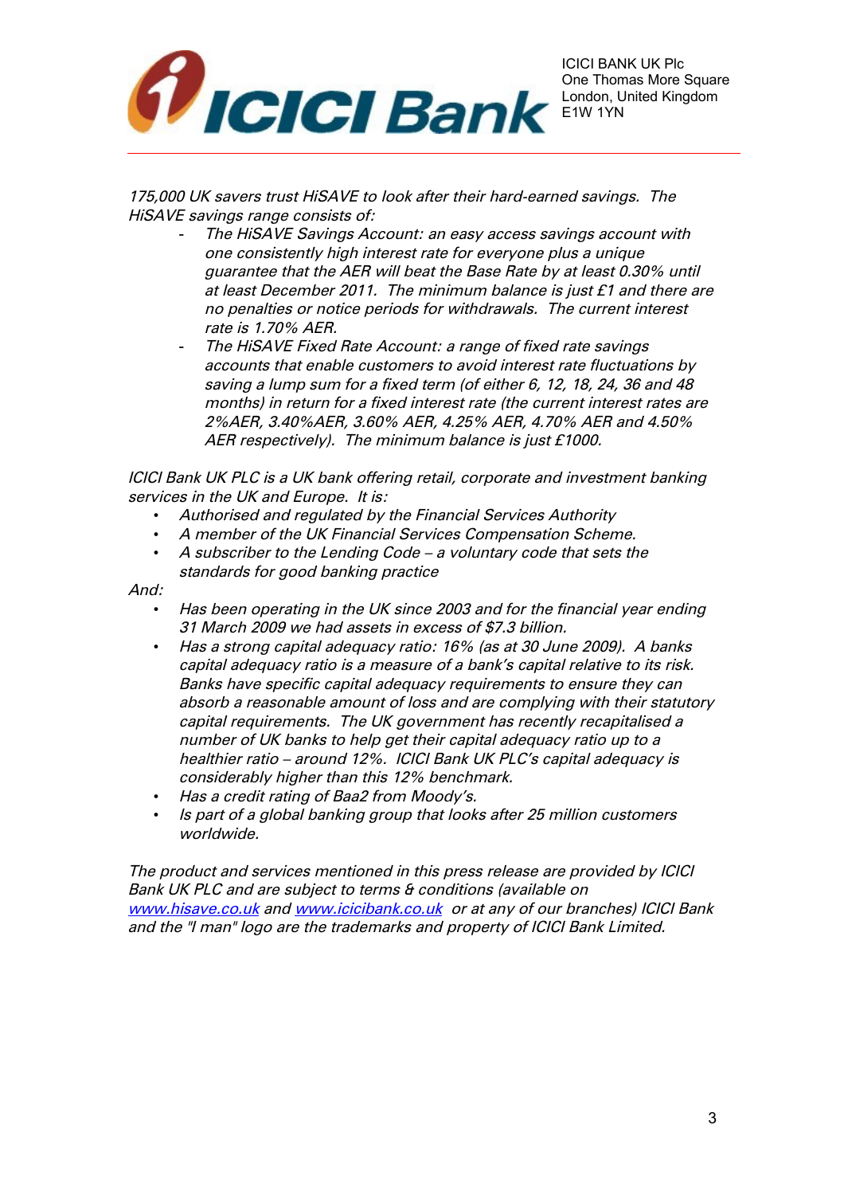ICICI BANK UK Plc
One Thomas More Square
London, United Kingdom
E1W 1YN

*175,000 UK savers trust HiSAVE to look after their hard-earned savings. The HiSAVE savings range consists of:*

- *The HiSAVE Savings Account: an easy access savings account with one consistently high interest rate for everyone plus a unique guarantee that the AER will beat the Base Rate by at least 0.30% until at least December 2011. The minimum balance is just £1 and there are no penalties or notice periods for withdrawals. The current interest rate is 1.70% AER.*
- *The HiSAVE Fixed Rate Account: a range of fixed rate savings accounts that enable customers to avoid interest rate fluctuations by saving a lump sum for a fixed term (of either 6, 12, 18, 24, 36 and 48 months) in return for a fixed interest rate (the current interest rates are 2%AER, 3.40%AER, 3.60% AER, 4.25% AER, 4.70% AER and 4.50% AER respectively). The minimum balance is just £1000.*

*ICICI Bank UK PLC is a UK bank offering retail, corporate and investment banking services in the UK and Europe. It is:*

- *Authorised and regulated by the Financial Services Authority*
- *A member of the UK Financial Services Compensation Scheme.*
- *A subscriber to the Lending Code – a voluntary code that sets the standards for good banking practice*

*And:*

- *Has been operating in the UK since 2003 and for the financial year ending 31 March 2009 we had assets in excess of $7.3 billion.*
- *Has a strong capital adequacy ratio: 16% (as at 30 June 2009). A banks capital adequacy ratio is a measure of a bank's capital relative to its risk. Banks have specific capital adequacy requirements to ensure they can absorb a reasonable amount of loss and are complying with their statutory capital requirements. The UK government has recently recapitalised a number of UK banks to help get their capital adequacy ratio up to a healthier ratio – around 12%. ICICI Bank UK PLC's capital adequacy is considerably higher than this 12% benchmark.*
- *Has a credit rating of Baa2 from Moody's.*
- *Is part of a global banking group that looks after 25 million customers worldwide.*

*The product and services mentioned in this press release are provided by ICICI Bank UK PLC and are subject to terms & conditions (available on [www.hisave.co.uk](http://www.hisave.co.uk) and [www.icicibank.co.uk](http://www.icicibank.co.uk) or at any of our branches) ICICI Bank and the "I man" logo are the trademarks and property of ICICI Bank Limited.*